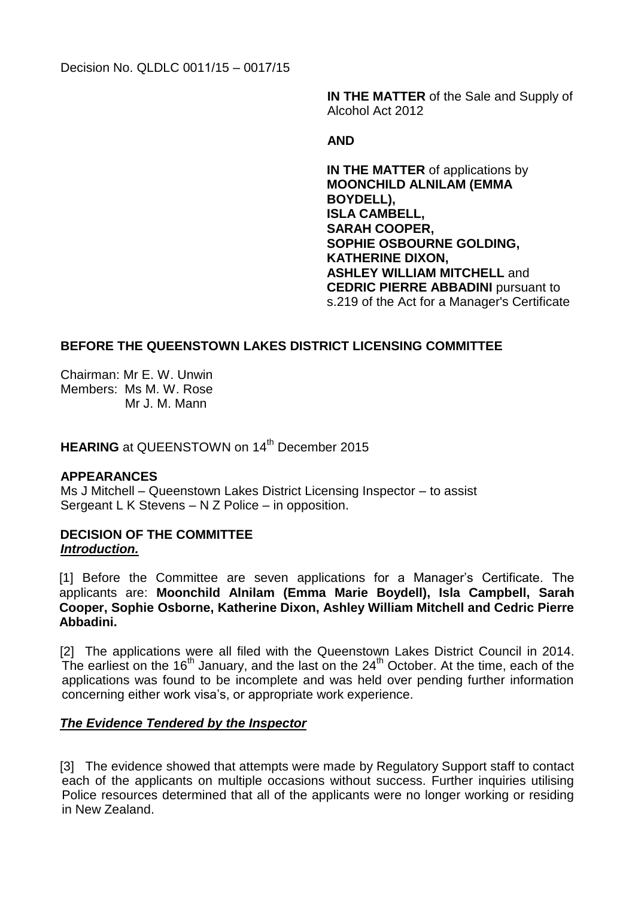Decision No. QLDLC 0011/15 – 0017/15

**IN THE MATTER** of the Sale and Supply of Alcohol Act 2012

**AND**

**IN THE MATTER** of applications by **MOONCHILD ALNILAM (EMMA BOYDELL), ISLA CAMBELL, SARAH COOPER, SOPHIE OSBOURNE GOLDING, KATHERINE DIXON, ASHLEY WILLIAM MITCHELL** and **CEDRIC PIERRE ABBADINI** pursuant to s.219 of the Act for a Manager's Certificate

**BEFORE THE QUEENSTOWN LAKES DISTRICT LICENSING COMMITTEE**

Chairman: Mr E. W. Unwin
Members: Ms M. W. Rose
Mr J. M. Mann

**HEARING** at QUEENSTOWN on 14th December 2015

**APPEARANCES**
Ms J Mitchell – Queenstown Lakes District Licensing Inspector – to assist
Sergeant L K Stevens – N Z Police – in opposition.

**DECISION OF THE COMMITTEE**

***Introduction.***

[1] Before the Committee are seven applications for a Manager's Certificate. The applicants are: **Moonchild Alnilam (Emma Marie Boydell), Isla Campbell, Sarah Cooper, Sophie Osborne, Katherine Dixon, Ashley William Mitchell and Cedric Pierre Abbadini.**

[2] The applications were all filed with the Queenstown Lakes District Council in 2014. The earliest on the 16th January, and the last on the 24th October. At the time, each of the applications was found to be incomplete and was held over pending further information concerning either work visa's, or appropriate work experience.

***The Evidence Tendered by the Inspector***

[3] The evidence showed that attempts were made by Regulatory Support staff to contact each of the applicants on multiple occasions without success. Further inquiries utilising Police resources determined that all of the applicants were no longer working or residing in New Zealand.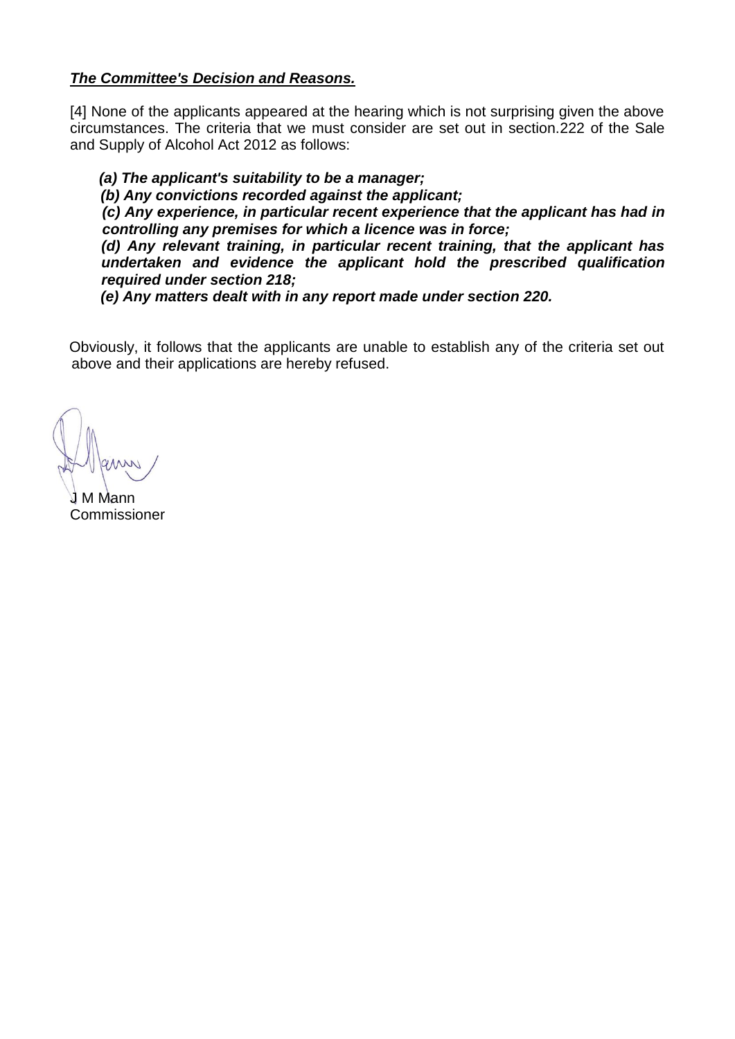***The Committee's Decision and Reasons.***

[4] None of the applicants appeared at the hearing which is not surprising given the above circumstances. The criteria that we must consider are set out in section.222 of the Sale and Supply of Alcohol Act 2012 as follows:

> ***(a) The applicant's suitability to be a manager;***
> ***(b) Any convictions recorded against the applicant;***
> ***(c) Any experience, in particular recent experience that the applicant has had in controlling any premises for which a licence was in force;***
> ***(d) Any relevant training, in particular recent training, that the applicant has undertaken and evidence the applicant hold the prescribed qualification required under section 218;***
> ***(e) Any matters dealt with in any report made under section 220.***

Obviously, it follows that the applicants are unable to establish any of the criteria set out above and their applications are hereby refused.

J M Mann
Commissioner